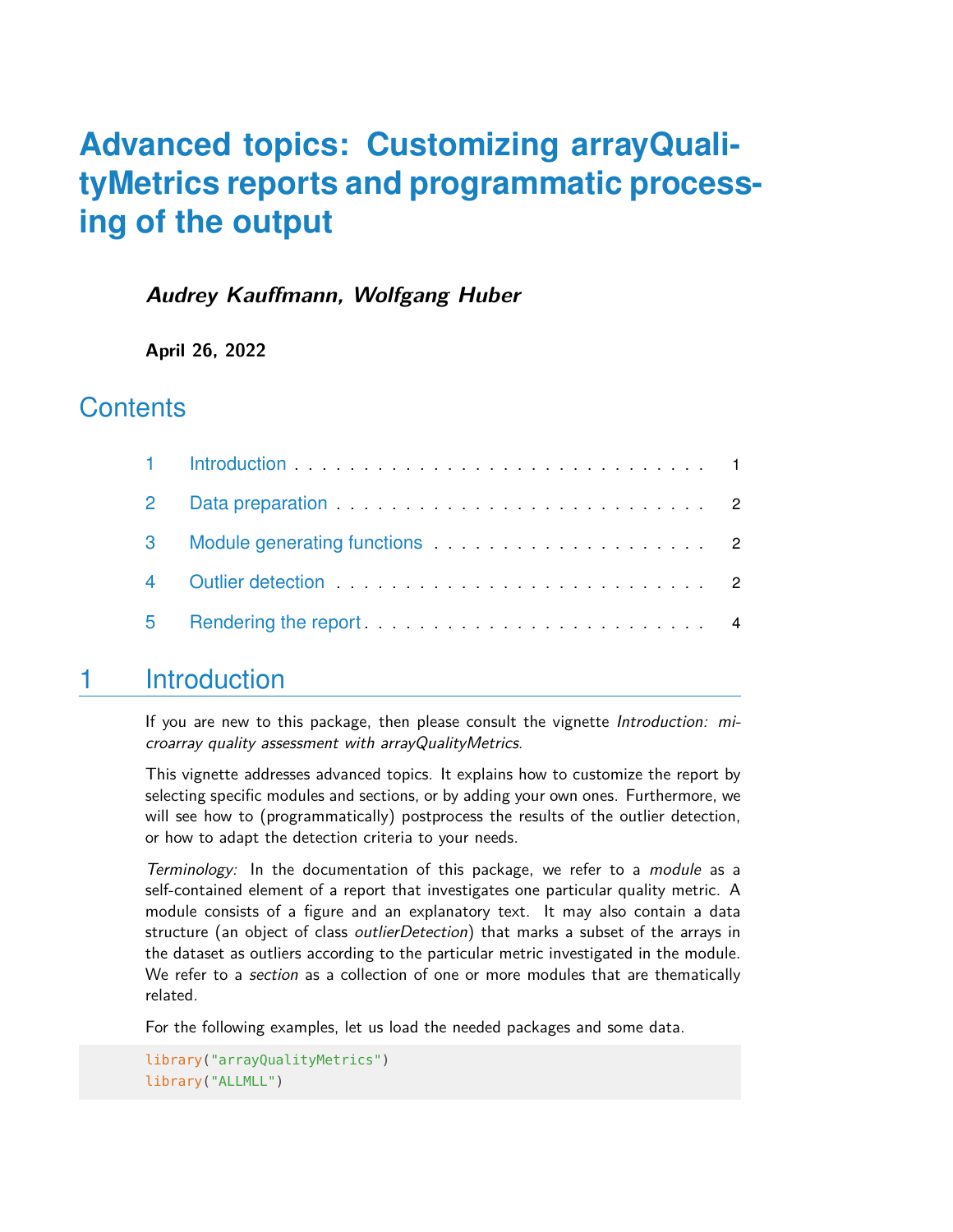# Advanced topics: Customizing arrayQualityMetrics reports and programmatic processing of the output

***Audrey Kauffmann, Wolfgang Huber***

**April 26, 2022**

## Contents

1 Introduction . . . . . . . . . . . . . . . . . . . . . . . . . . . . . . . 1

2 Data preparation . . . . . . . . . . . . . . . . . . . . . . . . . . . . 2

3 Module generating functions . . . . . . . . . . . . . . . . . . . . 2

4 Outlier detection . . . . . . . . . . . . . . . . . . . . . . . . . . . . 2

5 Rendering the report . . . . . . . . . . . . . . . . . . . . . . . . . 4

## 1 Introduction

If you are new to this package, then please consult the vignette *Introduction: microarray quality assessment with arrayQualityMetrics*.

This vignette addresses advanced topics. It explains how to customize the report by selecting specific modules and sections, or by adding your own ones. Furthermore, we will see how to (programmatically) postprocess the results of the outlier detection, or how to adapt the detection criteria to your needs.

*Terminology:* In the documentation of this package, we refer to a *module* as a self-contained element of a report that investigates one particular quality metric. A module consists of a figure and an explanatory text. It may also contain a data structure (an object of class *outlierDetection*) that marks a subset of the arrays in the dataset as outliers according to the particular metric investigated in the module. We refer to a *section* as a collection of one or more modules that are thematically related.

For the following examples, let us load the needed packages and some data.

```
library("arrayQualityMetrics")
library("ALLMLL")
```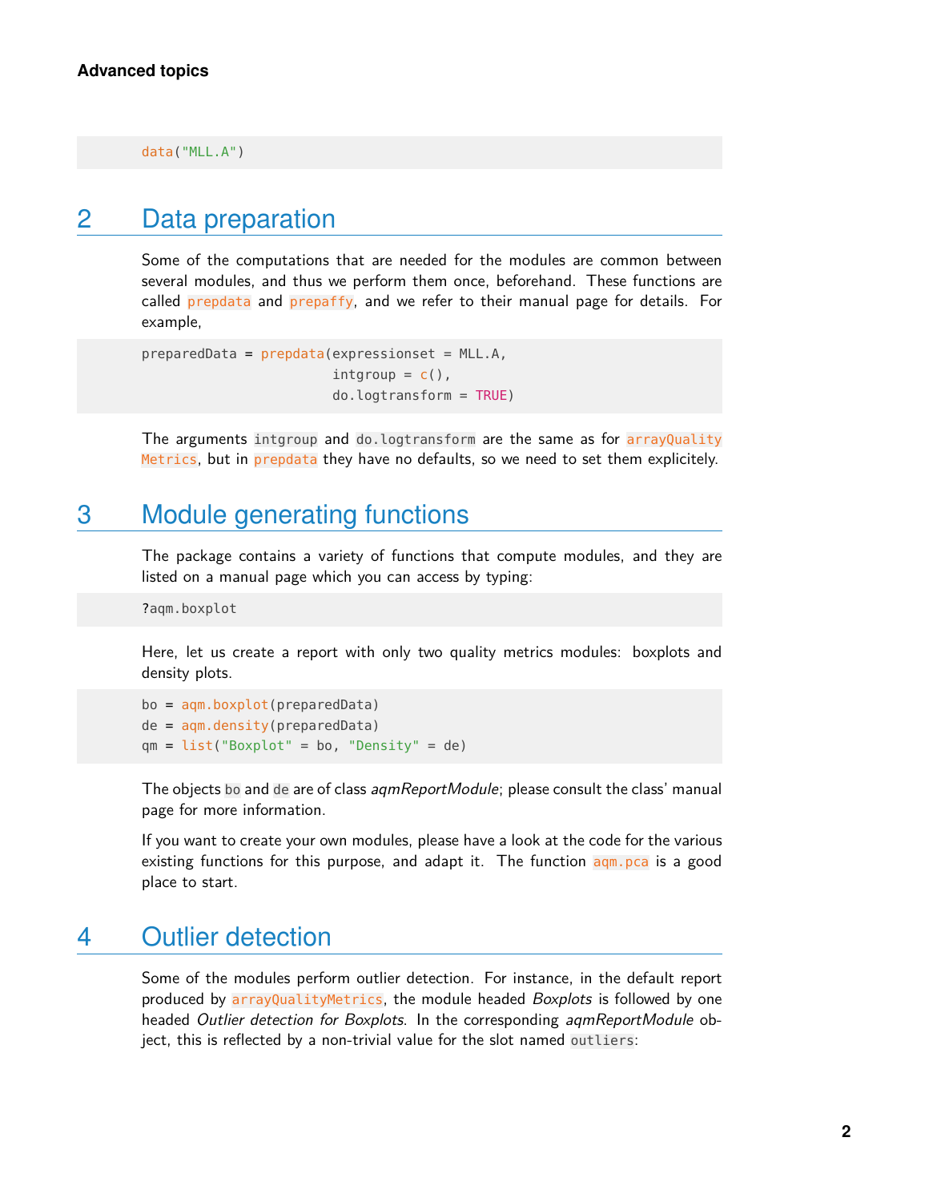```
data("MLL.A")
```

## 2 Data preparation

Some of the computations that are needed for the modules are common between several modules, and thus we perform them once, beforehand. These functions are called `prepdata` and `prepaffy`, and we refer to their manual page for details. For example,

```
preparedData = prepdata(expressionset = MLL.A,
                        intgroup = c(),
                        do.logtransform = TRUE)
```

The arguments `intgroup` and `do.logtransform` are the same as for `arrayQualityMetrics`, but in `prepdata` they have no defaults, so we need to set them explicitely.

## 3 Module generating functions

The package contains a variety of functions that compute modules, and they are listed on a manual page which you can access by typing:

```
?aqm.boxplot
```

Here, let us create a report with only two quality metrics modules: boxplots and density plots.

```
bo = aqm.boxplot(preparedData)
de = aqm.density(preparedData)
qm = list("Boxplot" = bo, "Density" = de)
```

The objects `bo` and `de` are of class *aqmReportModule*; please consult the class' manual page for more information.

If you want to create your own modules, please have a look at the code for the various existing functions for this purpose, and adapt it. The function `aqm.pca` is a good place to start.

## 4 Outlier detection

Some of the modules perform outlier detection. For instance, in the default report produced by `arrayQualityMetrics`, the module headed *Boxplots* is followed by one headed *Outlier detection for Boxplots*. In the corresponding *aqmReportModule* object, this is reflected by a non-trivial value for the slot named `outliers`: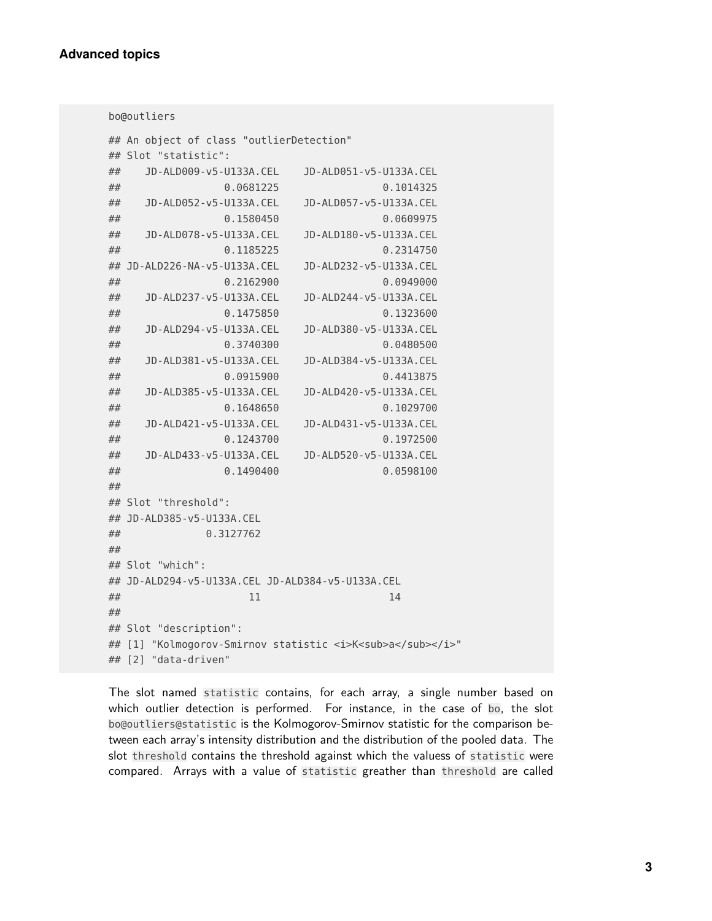```
bo@outliers

## An object of class "outlierDetection"
## Slot "statistic":
##    JD-ALD009-v5-U133A.CEL    JD-ALD051-v5-U133A.CEL
##                 0.0681225                 0.1014325
##    JD-ALD052-v5-U133A.CEL    JD-ALD057-v5-U133A.CEL
##                 0.1580450                 0.0609975
##    JD-ALD078-v5-U133A.CEL    JD-ALD180-v5-U133A.CEL
##                 0.1185225                 0.2314750
## JD-ALD226-NA-v5-U133A.CEL    JD-ALD232-v5-U133A.CEL
##                 0.2162900                 0.0949000
##    JD-ALD237-v5-U133A.CEL    JD-ALD244-v5-U133A.CEL
##                 0.1475850                 0.1323600
##    JD-ALD294-v5-U133A.CEL    JD-ALD380-v5-U133A.CEL
##                 0.3740300                 0.0480500
##    JD-ALD381-v5-U133A.CEL    JD-ALD384-v5-U133A.CEL
##                 0.0915900                 0.4413875
##    JD-ALD385-v5-U133A.CEL    JD-ALD420-v5-U133A.CEL
##                 0.1648650                 0.1029700
##    JD-ALD421-v5-U133A.CEL    JD-ALD431-v5-U133A.CEL
##                 0.1243700                 0.1972500
##    JD-ALD433-v5-U133A.CEL    JD-ALD520-v5-U133A.CEL
##                 0.1490400                 0.0598100
##
## Slot "threshold":
## JD-ALD385-v5-U133A.CEL
##              0.3127762
##
## Slot "which":
## JD-ALD294-v5-U133A.CEL JD-ALD384-v5-U133A.CEL
##                     11                     14
##
## Slot "description":
## [1] "Kolmogorov-Smirnov statistic <i>K<sub>a</sub></i>"
## [2] "data-driven"
```

The slot named `statistic` contains, for each array, a single number based on which outlier detection is performed. For instance, in the case of `bo`, the slot `bo@outliers@statistic` is the Kolmogorov-Smirnov statistic for the comparison between each array's intensity distribution and the distribution of the pooled data. The slot `threshold` contains the threshold against which the valuess of `statistic` were compared. Arrays with a value of `statistic` greather than `threshold` are called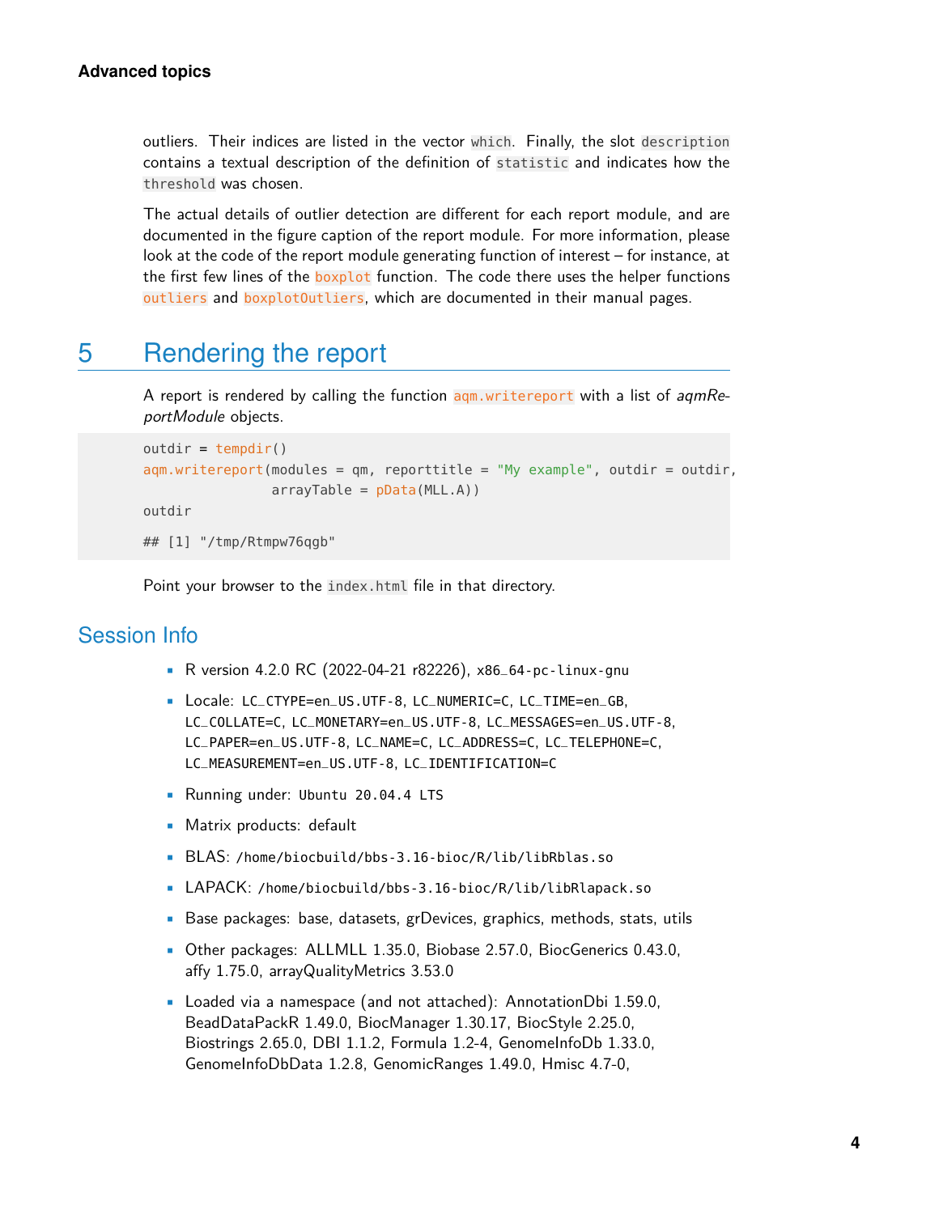outliers. Their indices are listed in the vector `which`. Finally, the slot `description` contains a textual description of the definition of `statistic` and indicates how the `threshold` was chosen.

The actual details of outlier detection are different for each report module, and are documented in the figure caption of the report module. For more information, please look at the code of the report module generating function of interest – for instance, at the first few lines of the `boxplot` function. The code there uses the helper functions `outliers` and `boxplotOutliers`, which are documented in their manual pages.

# 5 Rendering the report

A report is rendered by calling the function `aqm.writereport` with a list of *aqmReportModule* objects.

```
outdir = tempdir()
aqm.writereport(modules = qm, reporttitle = "My example", outdir = outdir,
                arrayTable = pData(MLL.A))
outdir

## [1] "/tmp/Rtmpw76qgb"
```

Point your browser to the `index.html` file in that directory.

## Session Info

- R version 4.2.0 RC (2022-04-21 r82226), `x86_64-pc-linux-gnu`
- Locale: `LC_CTYPE=en_US.UTF-8`, `LC_NUMERIC=C`, `LC_TIME=en_GB`, `LC_COLLATE=C`, `LC_MONETARY=en_US.UTF-8`, `LC_MESSAGES=en_US.UTF-8`, `LC_PAPER=en_US.UTF-8`, `LC_NAME=C`, `LC_ADDRESS=C`, `LC_TELEPHONE=C`, `LC_MEASUREMENT=en_US.UTF-8`, `LC_IDENTIFICATION=C`
- Running under: `Ubuntu 20.04.4 LTS`
- Matrix products: default
- BLAS: `/home/biocbuild/bbs-3.16-bioc/R/lib/libRblas.so`
- LAPACK: `/home/biocbuild/bbs-3.16-bioc/R/lib/libRlapack.so`
- Base packages: base, datasets, grDevices, graphics, methods, stats, utils
- Other packages: ALLMLL 1.35.0, Biobase 2.57.0, BiocGenerics 0.43.0, affy 1.75.0, arrayQualityMetrics 3.53.0
- Loaded via a namespace (and not attached): AnnotationDbi 1.59.0, BeadDataPackR 1.49.0, BiocManager 1.30.17, BiocStyle 2.25.0, Biostrings 2.65.0, DBI 1.1.2, Formula 1.2-4, GenomeInfoDb 1.33.0, GenomeInfoDbData 1.2.8, GenomicRanges 1.49.0, Hmisc 4.7-0,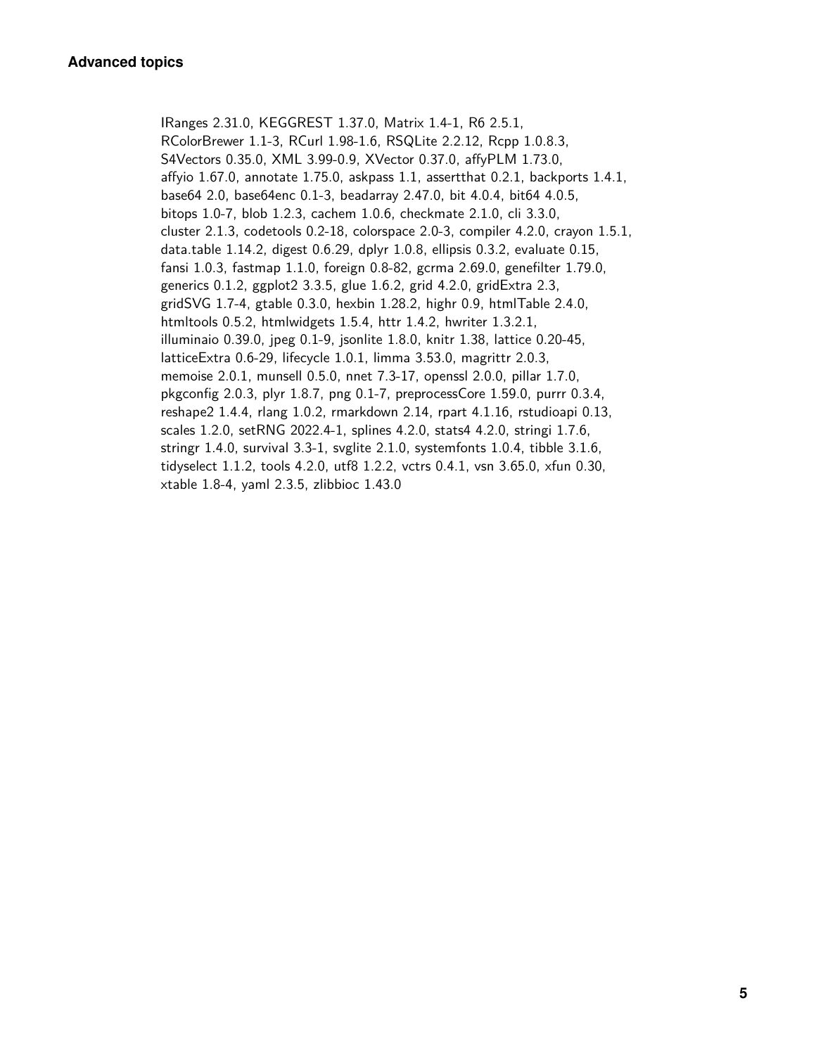IRanges 2.31.0, KEGGREST 1.37.0, Matrix 1.4-1, R6 2.5.1, RColorBrewer 1.1-3, RCurl 1.98-1.6, RSQLite 2.2.12, Rcpp 1.0.8.3, S4Vectors 0.35.0, XML 3.99-0.9, XVector 0.37.0, affyPLM 1.73.0, affyio 1.67.0, annotate 1.75.0, askpass 1.1, assertthat 0.2.1, backports 1.4.1, base64 2.0, base64enc 0.1-3, beadarray 2.47.0, bit 4.0.4, bit64 4.0.5, bitops 1.0-7, blob 1.2.3, cachem 1.0.6, checkmate 2.1.0, cli 3.3.0, cluster 2.1.3, codetools 0.2-18, colorspace 2.0-3, compiler 4.2.0, crayon 1.5.1, data.table 1.14.2, digest 0.6.29, dplyr 1.0.8, ellipsis 0.3.2, evaluate 0.15, fansi 1.0.3, fastmap 1.1.0, foreign 0.8-82, gcrma 2.69.0, genefilter 1.79.0, generics 0.1.2, ggplot2 3.3.5, glue 1.6.2, grid 4.2.0, gridExtra 2.3, gridSVG 1.7-4, gtable 0.3.0, hexbin 1.28.2, highr 0.9, htmlTable 2.4.0, htmltools 0.5.2, htmlwidgets 1.5.4, httr 1.4.2, hwriter 1.3.2.1, illuminaio 0.39.0, jpeg 0.1-9, jsonlite 1.8.0, knitr 1.38, lattice 0.20-45, latticeExtra 0.6-29, lifecycle 1.0.1, limma 3.53.0, magrittr 2.0.3, memoise 2.0.1, munsell 0.5.0, nnet 7.3-17, openssl 2.0.0, pillar 1.7.0, pkgconfig 2.0.3, plyr 1.8.7, png 0.1-7, preprocessCore 1.59.0, purrr 0.3.4, reshape2 1.4.4, rlang 1.0.2, rmarkdown 2.14, rpart 4.1.16, rstudioapi 0.13, scales 1.2.0, setRNG 2022.4-1, splines 4.2.0, stats4 4.2.0, stringi 1.7.6, stringr 1.4.0, survival 3.3-1, svglite 2.1.0, systemfonts 1.0.4, tibble 3.1.6, tidyselect 1.1.2, tools 4.2.0, utf8 1.2.2, vctrs 0.4.1, vsn 3.65.0, xfun 0.30, xtable 1.8-4, yaml 2.3.5, zlibbioc 1.43.0